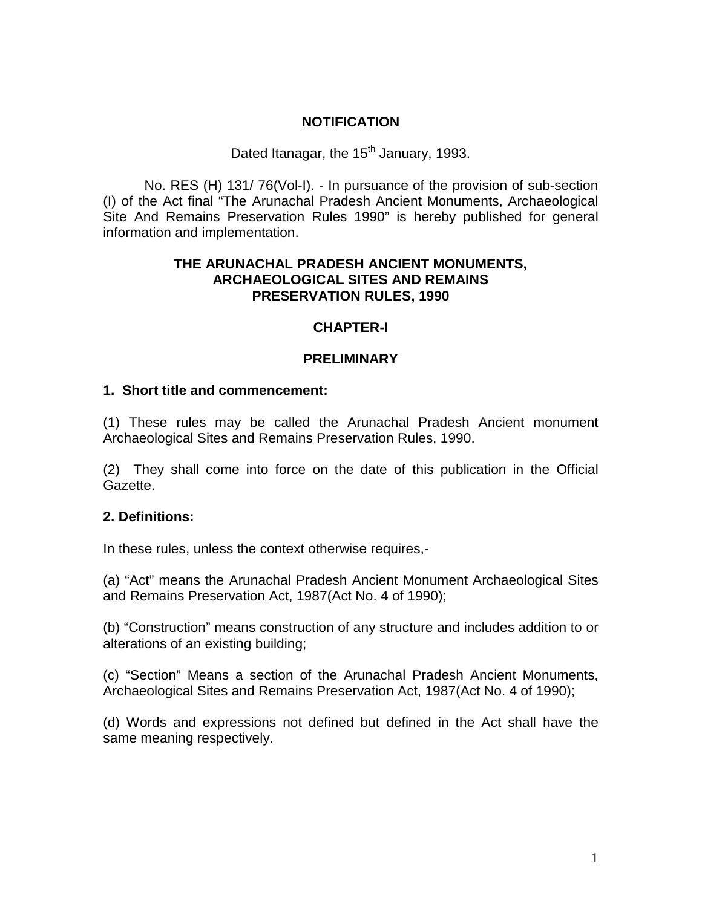**NOTIFICATION**

Dated Itanagar, the 15th January, 1993.

No. RES (H) 131/ 76(Vol-I). - In pursuance of the provision of sub-section (I) of the Act final "The Arunachal Pradesh Ancient Monuments, Archaeological Site And Remains Preservation Rules 1990" is hereby published for general information and implementation.

# THE ARUNACHAL PRADESH ANCIENT MONUMENTS, ARCHAEOLOGICAL SITES AND REMAINS PRESERVATION RULES, 1990

## CHAPTER-I

## PRELIMINARY

### 1. Short title and commencement:

(1) These rules may be called the Arunachal Pradesh Ancient monument Archaeological Sites and Remains Preservation Rules, 1990.

(2) They shall come into force on the date of this publication in the Official Gazette.

### 2. Definitions:

In these rules, unless the context otherwise requires,-

(a) "Act" means the Arunachal Pradesh Ancient Monument Archaeological Sites and Remains Preservation Act, 1987(Act No. 4 of 1990);

(b) "Construction" means construction of any structure and includes addition to or alterations of an existing building;

(c) "Section" Means a section of the Arunachal Pradesh Ancient Monuments, Archaeological Sites and Remains Preservation Act, 1987(Act No. 4 of 1990);

(d) Words and expressions not defined but defined in the Act shall have the same meaning respectively.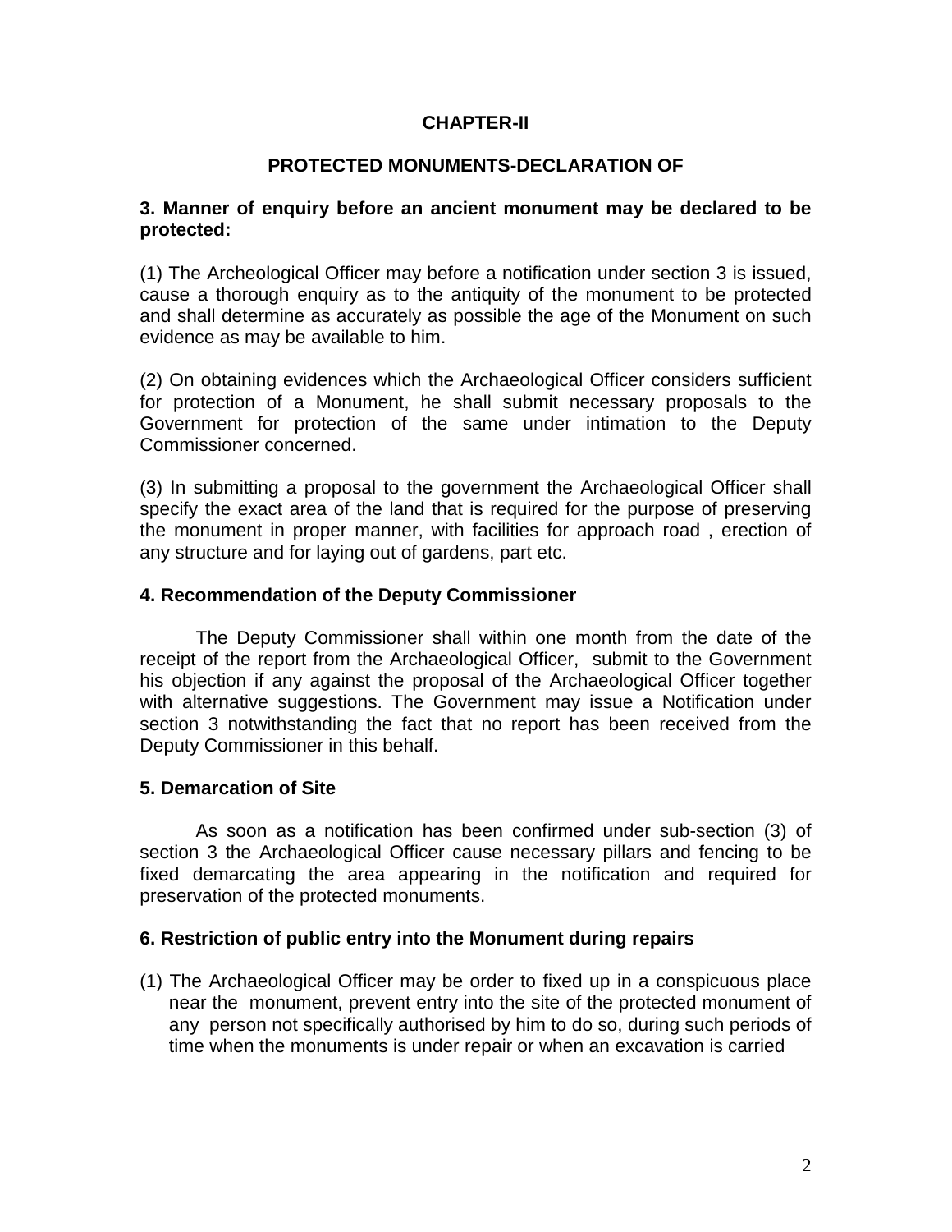## CHAPTER-II

## PROTECTED MONUMENTS-DECLARATION OF

**3. Manner of enquiry before an ancient monument may be declared to be protected:**

(1) The Archeological Officer may before a notification under section 3 is issued, cause a thorough enquiry as to the antiquity of the monument to be protected and shall determine as accurately as possible the age of the Monument on such evidence as may be available to him.

(2) On obtaining evidences which the Archaeological Officer considers sufficient for protection of a Monument, he shall submit necessary proposals to the Government for protection of the same under intimation to the Deputy Commissioner concerned.

(3) In submitting a proposal to the government the Archaeological Officer shall specify the exact area of the land that is required for the purpose of preserving the monument in proper manner, with facilities for approach road , erection of any structure and for laying out of gardens, part etc.

**4. Recommendation of the Deputy Commissioner**

The Deputy Commissioner shall within one month from the date of the receipt of the report from the Archaeological Officer, submit to the Government his objection if any against the proposal of the Archaeological Officer together with alternative suggestions. The Government may issue a Notification under section 3 notwithstanding the fact that no report has been received from the Deputy Commissioner in this behalf.

**5. Demarcation of Site**

As soon as a notification has been confirmed under sub-section (3) of section 3 the Archaeological Officer cause necessary pillars and fencing to be fixed demarcating the area appearing in the notification and required for preservation of the protected monuments.

**6. Restriction of public entry into the Monument during repairs**

(1) The Archaeological Officer may be order to fixed up in a conspicuous place near the monument, prevent entry into the site of the protected monument of any person not specifically authorised by him to do so, during such periods of time when the monuments is under repair or when an excavation is carried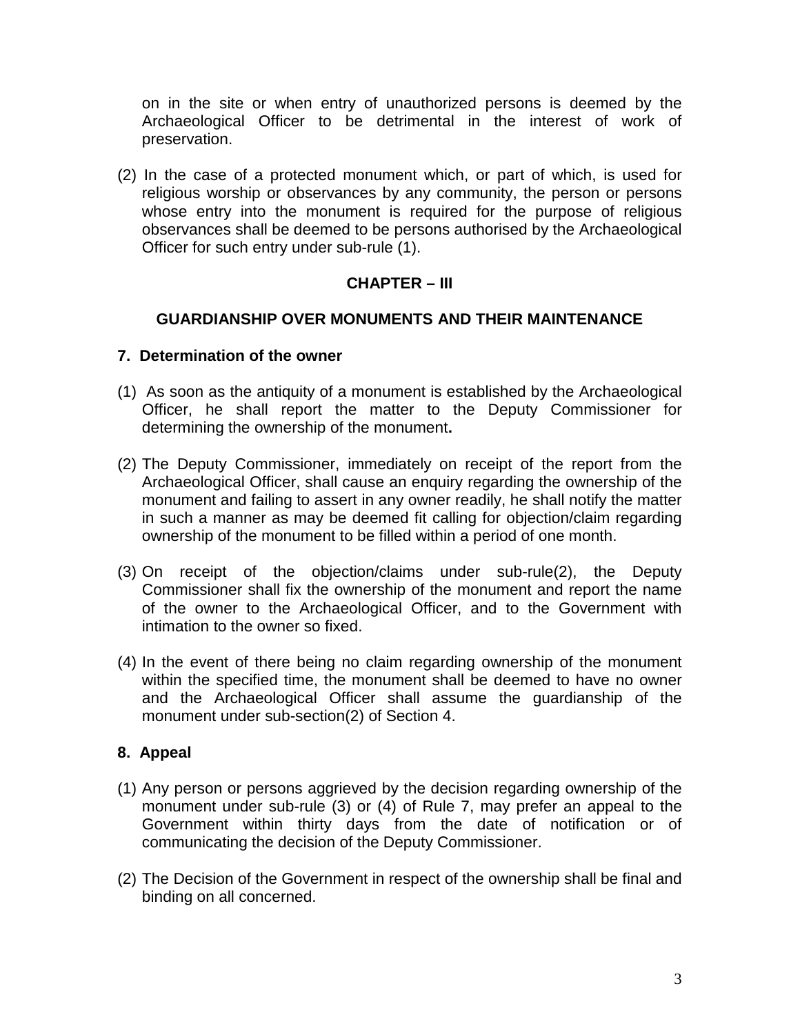on in the site or when entry of unauthorized persons is deemed by the Archaeological Officer to be detrimental in the interest of work of preservation.

(2) In the case of a protected monument which, or part of which, is used for religious worship or observances by any community, the person or persons whose entry into the monument is required for the purpose of religious observances shall be deemed to be persons authorised by the Archaeological Officer for such entry under sub-rule (1).

## CHAPTER – III

## GUARDIANSHIP OVER MONUMENTS AND THEIR MAINTENANCE

### 7. Determination of the owner

(1) As soon as the antiquity of a monument is established by the Archaeological Officer, he shall report the matter to the Deputy Commissioner for determining the ownership of the monument**.**

(2) The Deputy Commissioner, immediately on receipt of the report from the Archaeological Officer, shall cause an enquiry regarding the ownership of the monument and failing to assert in any owner readily, he shall notify the matter in such a manner as may be deemed fit calling for objection/claim regarding ownership of the monument to be filled within a period of one month.

(3) On receipt of the objection/claims under sub-rule(2), the Deputy Commissioner shall fix the ownership of the monument and report the name of the owner to the Archaeological Officer, and to the Government with intimation to the owner so fixed.

(4) In the event of there being no claim regarding ownership of the monument within the specified time, the monument shall be deemed to have no owner and the Archaeological Officer shall assume the guardianship of the monument under sub-section(2) of Section 4.

### 8. Appeal

(1) Any person or persons aggrieved by the decision regarding ownership of the monument under sub-rule (3) or (4) of Rule 7, may prefer an appeal to the Government within thirty days from the date of notification or of communicating the decision of the Deputy Commissioner.

(2) The Decision of the Government in respect of the ownership shall be final and binding on all concerned.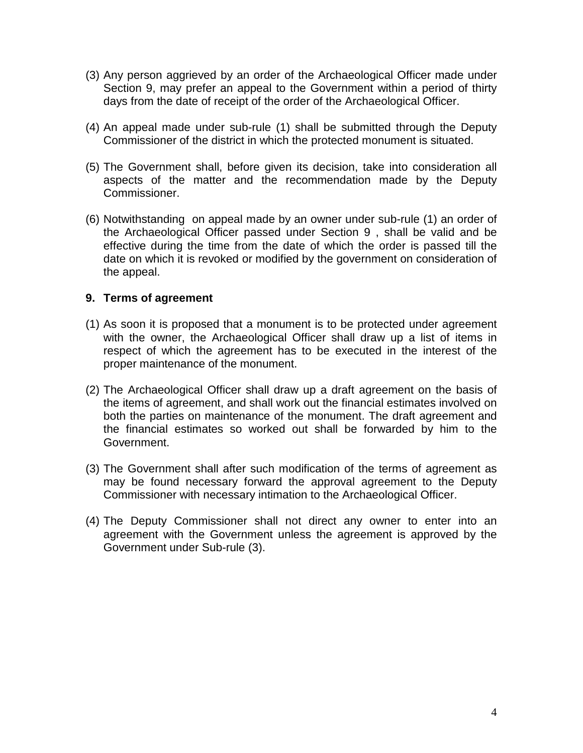(3) Any person aggrieved by an order of the Archaeological Officer made under Section 9, may prefer an appeal to the Government within a period of thirty days from the date of receipt of the order of the Archaeological Officer.

(4) An appeal made under sub-rule (1) shall be submitted through the Deputy Commissioner of the district in which the protected monument is situated.

(5) The Government shall, before given its decision, take into consideration all aspects of the matter and the recommendation made by the Deputy Commissioner.

(6) Notwithstanding on appeal made by an owner under sub-rule (1) an order of the Archaeological Officer passed under Section 9 , shall be valid and be effective during the time from the date of which the order is passed till the date on which it is revoked or modified by the government on consideration of the appeal.

**9. Terms of agreement**

(1) As soon it is proposed that a monument is to be protected under agreement with the owner, the Archaeological Officer shall draw up a list of items in respect of which the agreement has to be executed in the interest of the proper maintenance of the monument.

(2) The Archaeological Officer shall draw up a draft agreement on the basis of the items of agreement, and shall work out the financial estimates involved on both the parties on maintenance of the monument. The draft agreement and the financial estimates so worked out shall be forwarded by him to the Government.

(3) The Government shall after such modification of the terms of agreement as may be found necessary forward the approval agreement to the Deputy Commissioner with necessary intimation to the Archaeological Officer.

(4) The Deputy Commissioner shall not direct any owner to enter into an agreement with the Government unless the agreement is approved by the Government under Sub-rule (3).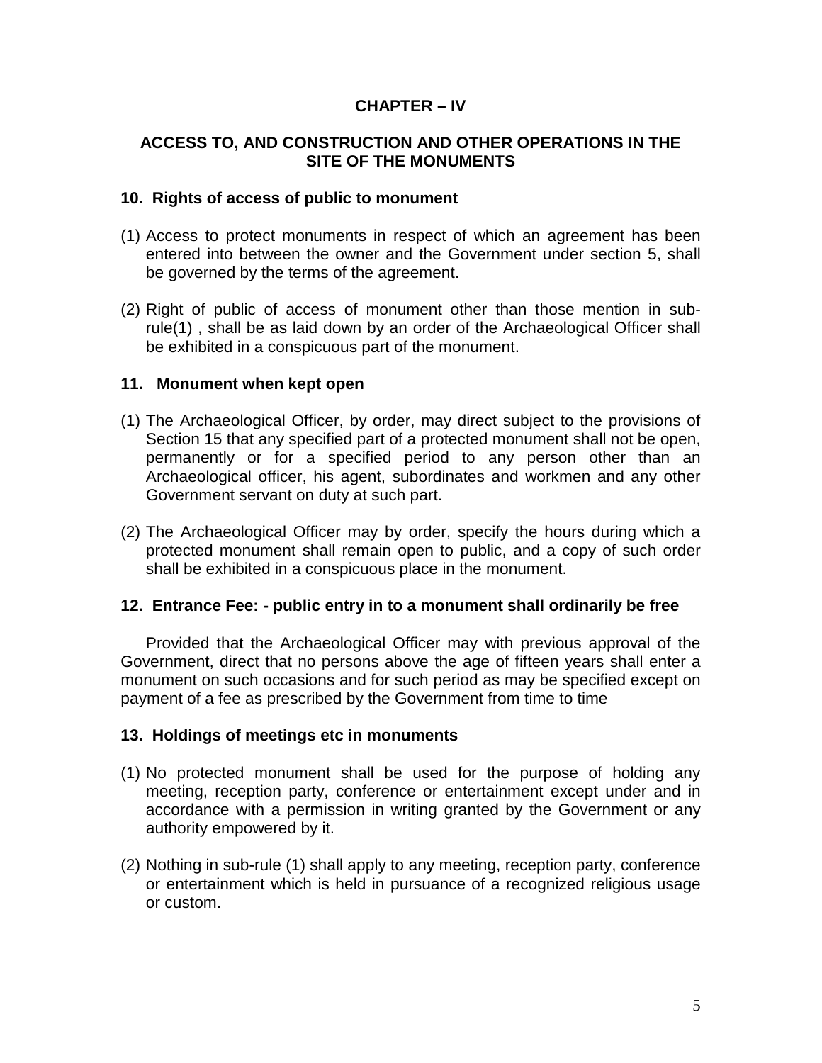## CHAPTER – IV

## ACCESS TO, AND CONSTRUCTION AND OTHER OPERATIONS IN THE SITE OF THE MONUMENTS

### 10. Rights of access of public to monument

(1) Access to protect monuments in respect of which an agreement has been entered into between the owner and the Government under section 5, shall be governed by the terms of the agreement.

(2) Right of public of access of monument other than those mention in sub-rule(1) , shall be as laid down by an order of the Archaeological Officer shall be exhibited in a conspicuous part of the monument.

### 11. Monument when kept open

(1) The Archaeological Officer, by order, may direct subject to the provisions of Section 15 that any specified part of a protected monument shall not be open, permanently or for a specified period to any person other than an Archaeological officer, his agent, subordinates and workmen and any other Government servant on duty at such part.

(2) The Archaeological Officer may by order, specify the hours during which a protected monument shall remain open to public, and a copy of such order shall be exhibited in a conspicuous place in the monument.

### 12. Entrance Fee: - public entry in to a monument shall ordinarily be free

Provided that the Archaeological Officer may with previous approval of the Government, direct that no persons above the age of fifteen years shall enter a monument on such occasions and for such period as may be specified except on payment of a fee as prescribed by the Government from time to time

### 13. Holdings of meetings etc in monuments

(1) No protected monument shall be used for the purpose of holding any meeting, reception party, conference or entertainment except under and in accordance with a permission in writing granted by the Government or any authority empowered by it.

(2) Nothing in sub-rule (1) shall apply to any meeting, reception party, conference or entertainment which is held in pursuance of a recognized religious usage or custom.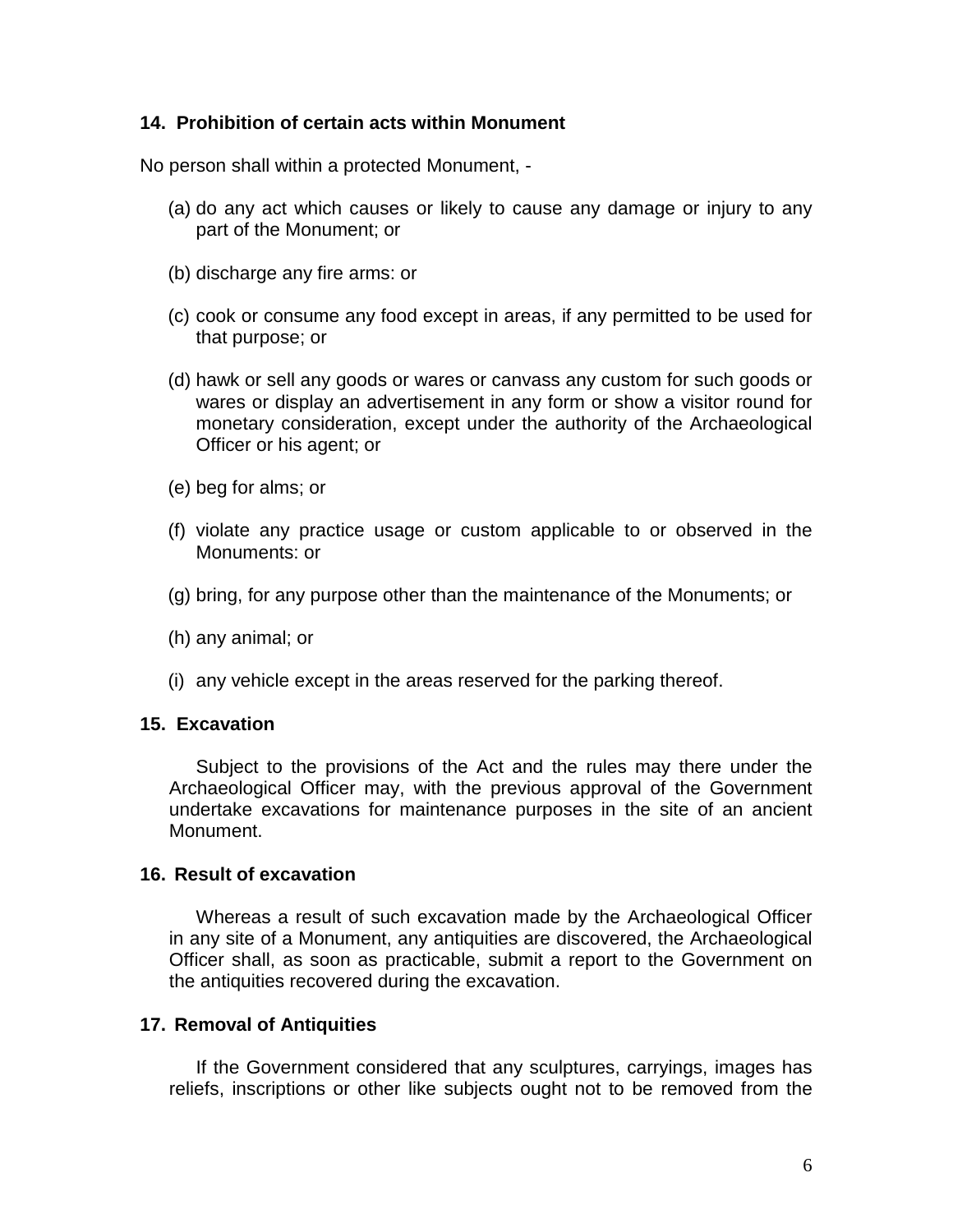**14. Prohibition of certain acts within Monument**

No person shall within a protected Monument, -

(a) do any act which causes or likely to cause any damage or injury to any part of the Monument; or

(b) discharge any fire arms: or

(c) cook or consume any food except in areas, if any permitted to be used for that purpose; or

(d) hawk or sell any goods or wares or canvass any custom for such goods or wares or display an advertisement in any form or show a visitor round for monetary consideration, except under the authority of the Archaeological Officer or his agent; or

(e) beg for alms; or

(f) violate any practice usage or custom applicable to or observed in the Monuments: or

(g) bring, for any purpose other than the maintenance of the Monuments; or

(h) any animal; or

(i) any vehicle except in the areas reserved for the parking thereof.

**15. Excavation**

Subject to the provisions of the Act and the rules may there under the Archaeological Officer may, with the previous approval of the Government undertake excavations for maintenance purposes in the site of an ancient Monument.

**16. Result of excavation**

Whereas a result of such excavation made by the Archaeological Officer in any site of a Monument, any antiquities are discovered, the Archaeological Officer shall, as soon as practicable, submit a report to the Government on the antiquities recovered during the excavation.

**17. Removal of Antiquities**

If the Government considered that any sculptures, carryings, images has reliefs, inscriptions or other like subjects ought not to be removed from the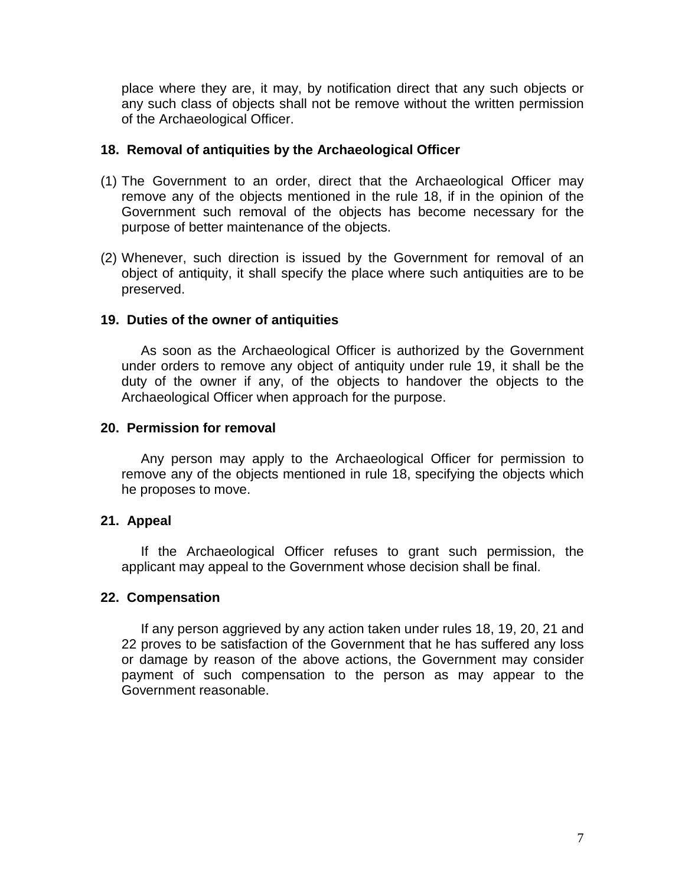place where they are, it may, by notification direct that any such objects or any such class of objects shall not be remove without the written permission of the Archaeological Officer.

### 18. Removal of antiquities by the Archaeological Officer

(1) The Government to an order, direct that the Archaeological Officer may remove any of the objects mentioned in the rule 18, if in the opinion of the Government such removal of the objects has become necessary for the purpose of better maintenance of the objects.

(2) Whenever, such direction is issued by the Government for removal of an object of antiquity, it shall specify the place where such antiquities are to be preserved.

### 19. Duties of the owner of antiquities

As soon as the Archaeological Officer is authorized by the Government under orders to remove any object of antiquity under rule 19, it shall be the duty of the owner if any, of the objects to handover the objects to the Archaeological Officer when approach for the purpose.

### 20. Permission for removal

Any person may apply to the Archaeological Officer for permission to remove any of the objects mentioned in rule 18, specifying the objects which he proposes to move.

### 21. Appeal

If the Archaeological Officer refuses to grant such permission, the applicant may appeal to the Government whose decision shall be final.

### 22. Compensation

If any person aggrieved by any action taken under rules 18, 19, 20, 21 and 22 proves to be satisfaction of the Government that he has suffered any loss or damage by reason of the above actions, the Government may consider payment of such compensation to the person as may appear to the Government reasonable.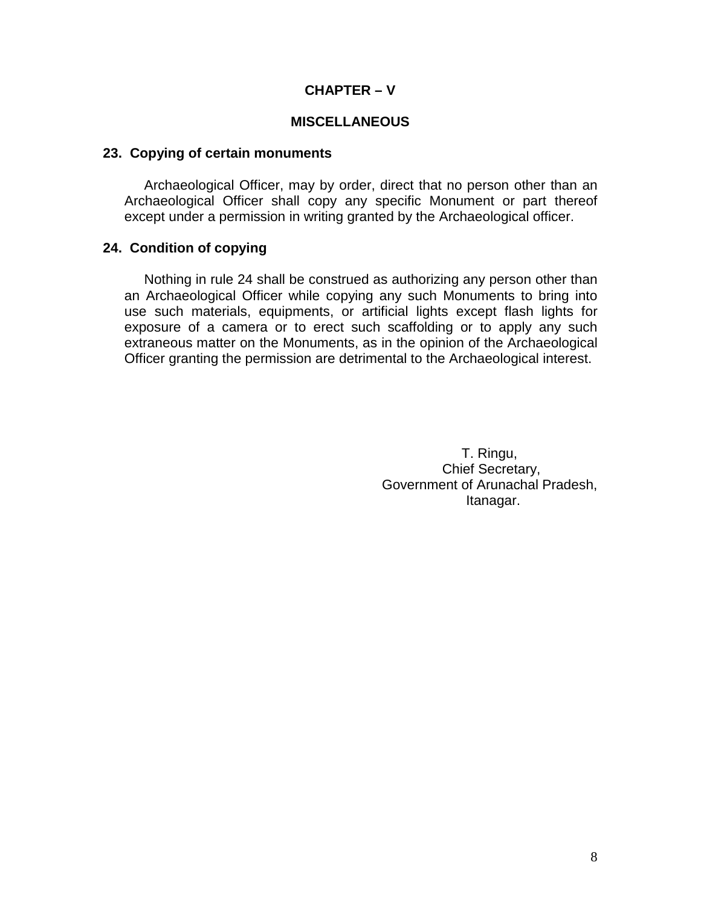## CHAPTER – V

## MISCELLANEOUS

### 23. Copying of certain monuments

Archaeological Officer, may by order, direct that no person other than an Archaeological Officer shall copy any specific Monument or part thereof except under a permission in writing granted by the Archaeological officer.

### 24. Condition of copying

Nothing in rule 24 shall be construed as authorizing any person other than an Archaeological Officer while copying any such Monuments to bring into use such materials, equipments, or artificial lights except flash lights for exposure of a camera or to erect such scaffolding or to apply any such extraneous matter on the Monuments, as in the opinion of the Archaeological Officer granting the permission are detrimental to the Archaeological interest.

T. Ringu,
Chief Secretary,
Government of Arunachal Pradesh,
Itanagar.